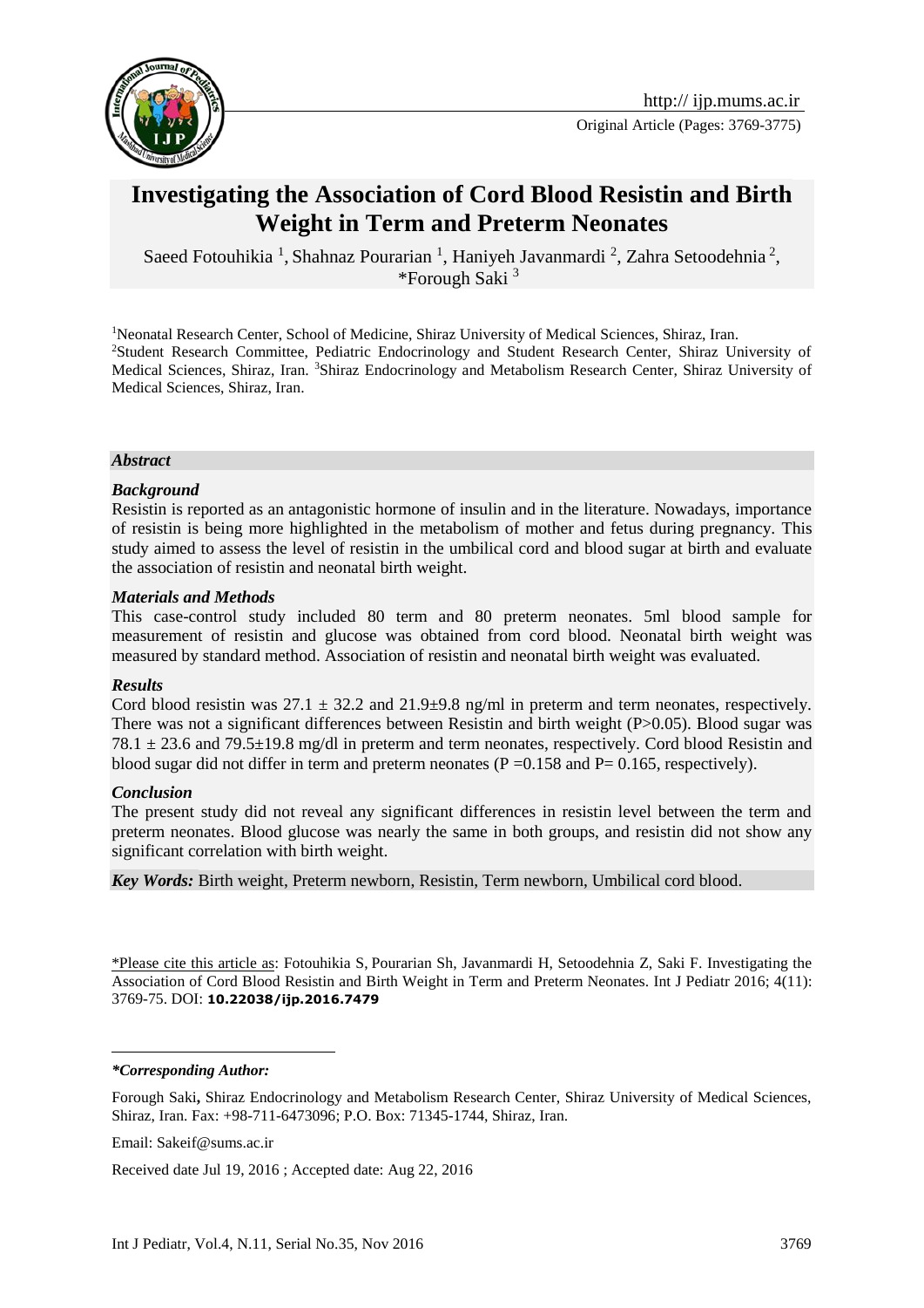# Investigating the Association of Cord Blood Resistin and Birth Weight in Term and Preterm Neonates

Saeed Fotouhikia [1], Shahnaz Pourarian [1], Haniyeh Javanmardi [2], Zahra Setoodehnia [2], *Forough Saki [3]

[1]Neonatal Research Center, School of Medicine, Shiraz University of Medical Sciences, Shiraz, Iran.
[2]Student Research Committee, Pediatric Endocrinology and Student Research Center, Shiraz University of Medical Sciences, Shiraz, Iran. [3]Shiraz Endocrinology and Metabolism Research Center, Shiraz University of Medical Sciences, Shiraz, Iran.

### *Abstract*

#### *Background*

Resistin is reported as an antagonistic hormone of insulin and in the literature. Nowadays, importance of resistin is being more highlighted in the metabolism of mother and fetus during pregnancy. This study aimed to assess the level of resistin in the umbilical cord and blood sugar at birth and evaluate the association of resistin and neonatal birth weight.

#### *Materials and Methods*

This case-control study included 80 term and 80 preterm neonates. 5ml blood sample for measurement of resistin and glucose was obtained from cord blood. Neonatal birth weight was measured by standard method. Association of resistin and neonatal birth weight was evaluated.

#### *Results*

Cord blood resistin was $27.1 \pm 32.2$ and $21.9 \pm 9.8$ ng/ml in preterm and term neonates, respectively. There was not a significant differences between Resistin and birth weight ($P>0.05$). Blood sugar was $78.1 \pm 23.6$ and $79.5 \pm 19.8$ mg/dl in preterm and term neonates, respectively. Cord blood Resistin and blood sugar did not differ in term and preterm neonates ($P = 0.158$ and $P = 0.165$, respectively).

#### *Conclusion*

The present study did not reveal any significant differences in resistin level between the term and preterm neonates. Blood glucose was nearly the same in both groups, and resistin did not show any significant correlation with birth weight.

***Key Words:*** Birth weight, Preterm newborn, Resistin, Term newborn, Umbilical cord blood.

*Please cite this article as: Fotouhikia S, Pourarian Sh, Javanmardi H, Setoodehnia Z, Saki F. Investigating the Association of Cord Blood Resistin and Birth Weight in Term and Preterm Neonates. Int J Pediatr 2016; 4(11): 3769-75. DOI: **10.22038/ijp.2016.7479**

***\*Corresponding Author:***

Forough Saki**,** Shiraz Endocrinology and Metabolism Research Center, Shiraz University of Medical Sciences, Shiraz, Iran. Fax: +98-711-6473096; P.O. Box: 71345-1744, Shiraz, Iran.

Email: Sakeif@sums.ac.ir

Received date Jul 19, 2016 ; Accepted date: Aug 22, 2016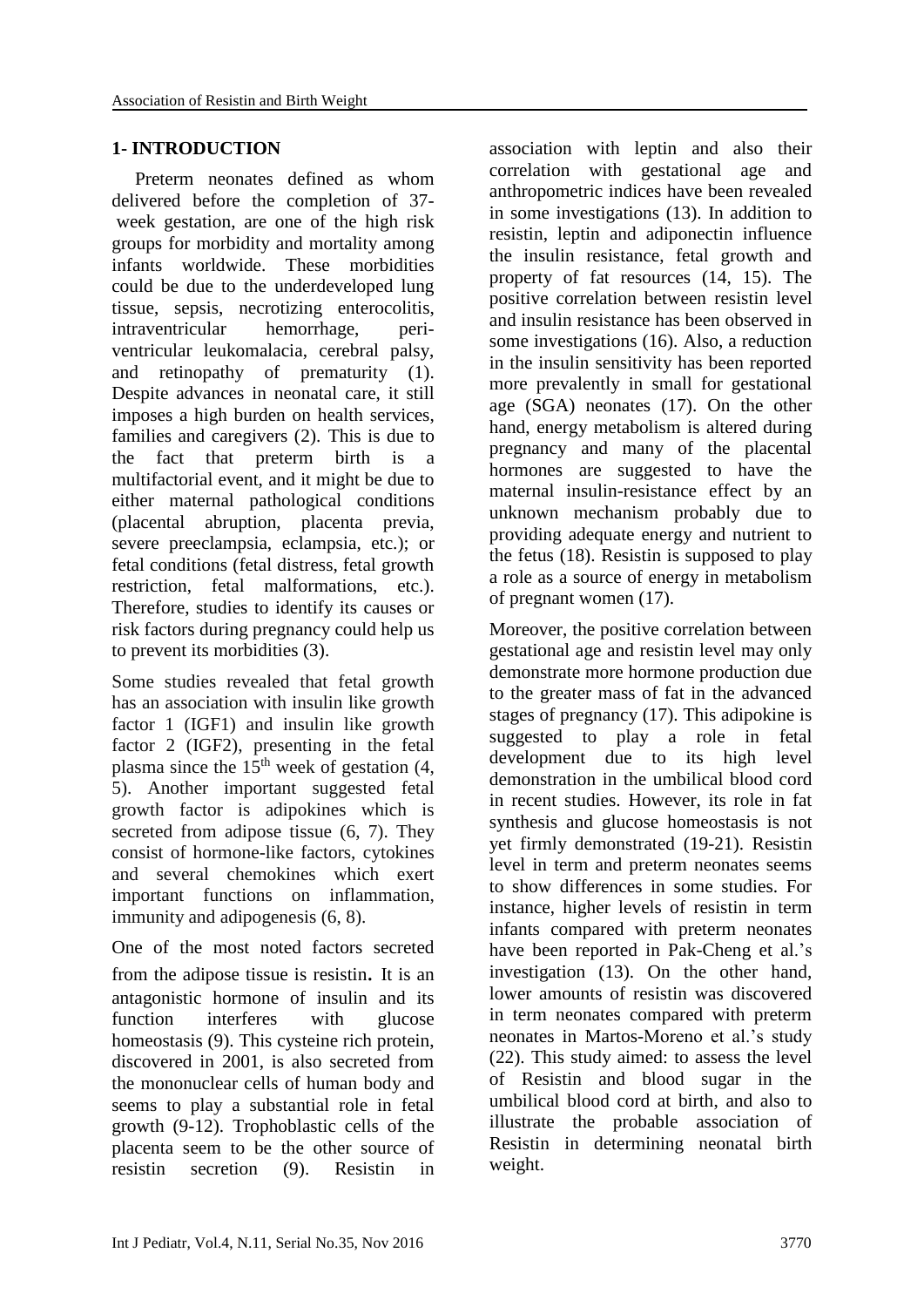## 1- INTRODUCTION

Preterm neonates defined as whom delivered before the completion of 37-week gestation, are one of the high risk groups for morbidity and mortality among infants worldwide. These morbidities could be due to the underdeveloped lung tissue, sepsis, necrotizing enterocolitis, intraventricular hemorrhage, peri-ventricular leukomalacia, cerebral palsy, and retinopathy of prematurity (1). Despite advances in neonatal care, it still imposes a high burden on health services, families and caregivers (2). This is due to the fact that preterm birth is a multifactorial event, and it might be due to either maternal pathological conditions (placental abruption, placenta previa, severe preeclampsia, eclampsia, etc.); or fetal conditions (fetal distress, fetal growth restriction, fetal malformations, etc.). Therefore, studies to identify its causes or risk factors during pregnancy could help us to prevent its morbidities (3).

Some studies revealed that fetal growth has an association with insulin like growth factor 1 (IGF1) and insulin like growth factor 2 (IGF2), presenting in the fetal plasma since the 15th week of gestation (4, 5). Another important suggested fetal growth factor is adipokines which is secreted from adipose tissue (6, 7). They consist of hormone-like factors, cytokines and several chemokines which exert important functions on inflammation, immunity and adipogenesis (6, 8).

One of the most noted factors secreted from the adipose tissue is resistin. It is an antagonistic hormone of insulin and its function interferes with glucose homeostasis (9). This cysteine rich protein, discovered in 2001, is also secreted from the mononuclear cells of human body and seems to play a substantial role in fetal growth (9-12). Trophoblastic cells of the placenta seem to be the other source of resistin secretion (9). Resistin in association with leptin and also their correlation with gestational age and anthropometric indices have been revealed in some investigations (13). In addition to resistin, leptin and adiponectin influence the insulin resistance, fetal growth and property of fat resources (14, 15). The positive correlation between resistin level and insulin resistance has been observed in some investigations (16). Also, a reduction in the insulin sensitivity has been reported more prevalently in small for gestational age (SGA) neonates (17). On the other hand, energy metabolism is altered during pregnancy and many of the placental hormones are suggested to have the maternal insulin-resistance effect by an unknown mechanism probably due to providing adequate energy and nutrient to the fetus (18). Resistin is supposed to play a role as a source of energy in metabolism of pregnant women (17).

Moreover, the positive correlation between gestational age and resistin level may only demonstrate more hormone production due to the greater mass of fat in the advanced stages of pregnancy (17). This adipokine is suggested to play a role in fetal development due to its high level demonstration in the umbilical blood cord in recent studies. However, its role in fat synthesis and glucose homeostasis is not yet firmly demonstrated (19-21). Resistin level in term and preterm neonates seems to show differences in some studies. For instance, higher levels of resistin in term infants compared with preterm neonates have been reported in Pak-Cheng et al.'s investigation (13). On the other hand, lower amounts of resistin was discovered in term neonates compared with preterm neonates in Martos-Moreno et al.'s study (22). This study aimed: to assess the level of Resistin and blood sugar in the umbilical blood cord at birth, and also to illustrate the probable association of Resistin in determining neonatal birth weight.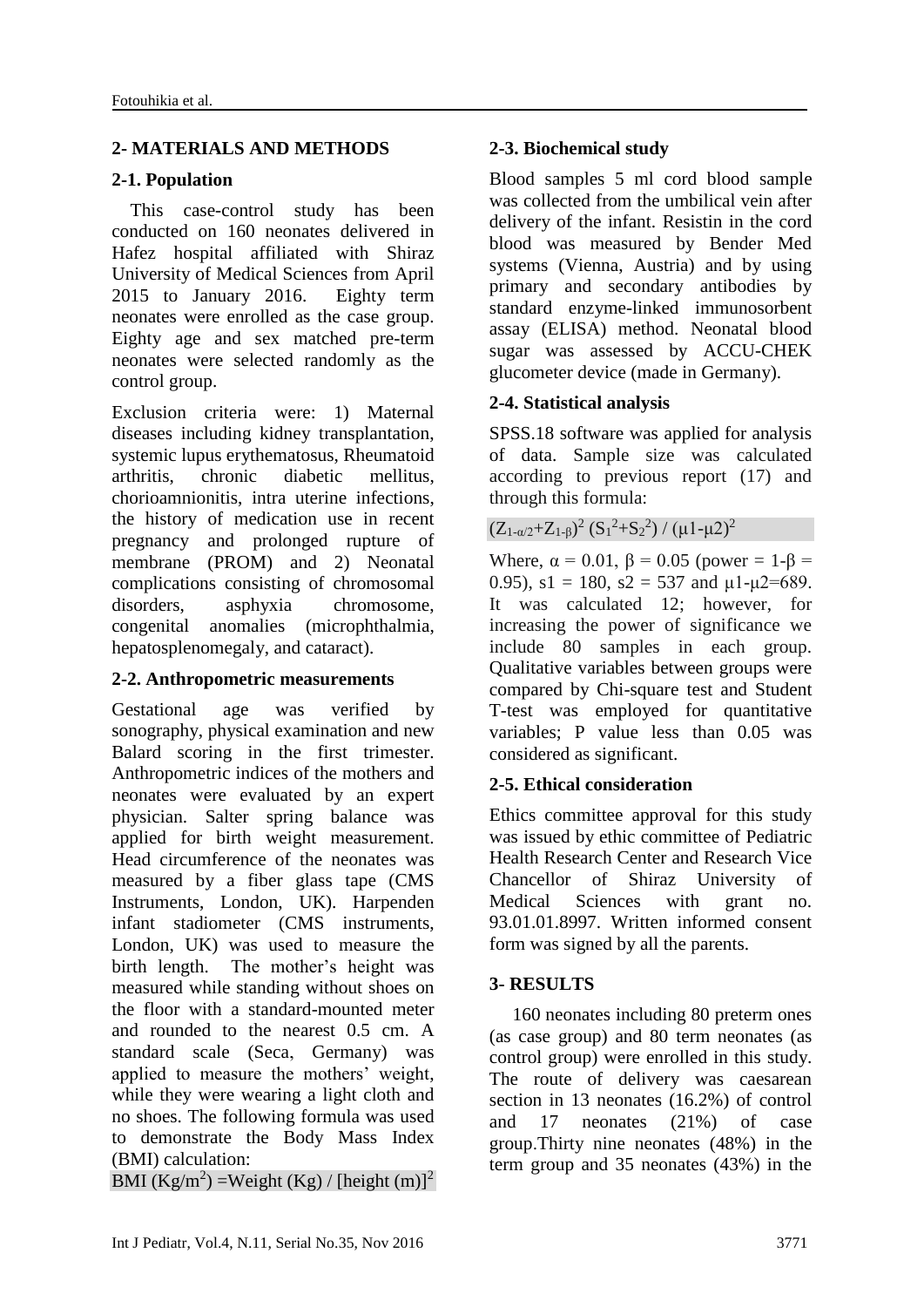## 2- MATERIALS AND METHODS

### 2-1. Population

This case-control study has been conducted on 160 neonates delivered in Hafez hospital affiliated with Shiraz University of Medical Sciences from April 2015 to January 2016. Eighty term neonates were enrolled as the case group. Eighty age and sex matched pre-term neonates were selected randomly as the control group.

Exclusion criteria were: 1) Maternal diseases including kidney transplantation, systemic lupus erythematosus, Rheumatoid arthritis, chronic diabetic mellitus, chorioamnionitis, intra uterine infections, the history of medication use in recent pregnancy and prolonged rupture of membrane (PROM) and 2) Neonatal complications consisting of chromosomal disorders, asphyxia chromosome, congenital anomalies (microphthalmia, hepatosplenomegaly, and cataract).

### 2-2. Anthropometric measurements

Gestational age was verified by sonography, physical examination and new Balard scoring in the first trimester. Anthropometric indices of the mothers and neonates were evaluated by an expert physician. Salter spring balance was applied for birth weight measurement. Head circumference of the neonates was measured by a fiber glass tape (CMS Instruments, London, UK). Harpenden infant stadiometer (CMS instruments, London, UK) was used to measure the birth length. The mother's height was measured while standing without shoes on the floor with a standard-mounted meter and rounded to the nearest 0.5 cm. A standard scale (Seca, Germany) was applied to measure the mothers' weight, while they were wearing a light cloth and no shoes. The following formula was used to demonstrate the Body Mass Index (BMI) calculation:

$$BMI\ (Kg/m^2) = Weight\ (Kg) / [height\ (m)]^2$$

### 2-3. Biochemical study

Blood samples 5 ml cord blood sample was collected from the umbilical vein after delivery of the infant. Resistin in the cord blood was measured by Bender Med systems (Vienna, Austria) and by using primary and secondary antibodies by standard enzyme-linked immunosorbent assay (ELISA) method. Neonatal blood sugar was assessed by ACCU-CHEK glucometer device (made in Germany).

### 2-4. Statistical analysis

SPSS.18 software was applied for analysis of data. Sample size was calculated according to previous report (17) and through this formula:

$$(Z_{1-\alpha/2}+Z_{1-\beta})^2\ (S_1^2+S_2^2) / (\mu 1-\mu 2)^2$$

Where, $\alpha = 0.01$, $\beta = 0.05$ (power = $1-\beta = 0.95$), $s1 = 180$, $s2 = 537$ and $\mu 1-\mu 2=689$. It was calculated 12; however, for increasing the power of significance we include 80 samples in each group. Qualitative variables between groups were compared by Chi-square test and Student T-test was employed for quantitative variables; P value less than 0.05 was considered as significant.

### 2-5. Ethical consideration

Ethics committee approval for this study was issued by ethic committee of Pediatric Health Research Center and Research Vice Chancellor of Shiraz University of Medical Sciences with grant no. 93.01.01.8997. Written informed consent form was signed by all the parents.

## 3- RESULTS

160 neonates including 80 preterm ones (as case group) and 80 term neonates (as control group) were enrolled in this study. The route of delivery was caesarean section in 13 neonates (16.2%) of control and 17 neonates (21%) of case group.Thirty nine neonates (48%) in the term group and 35 neonates (43%) in the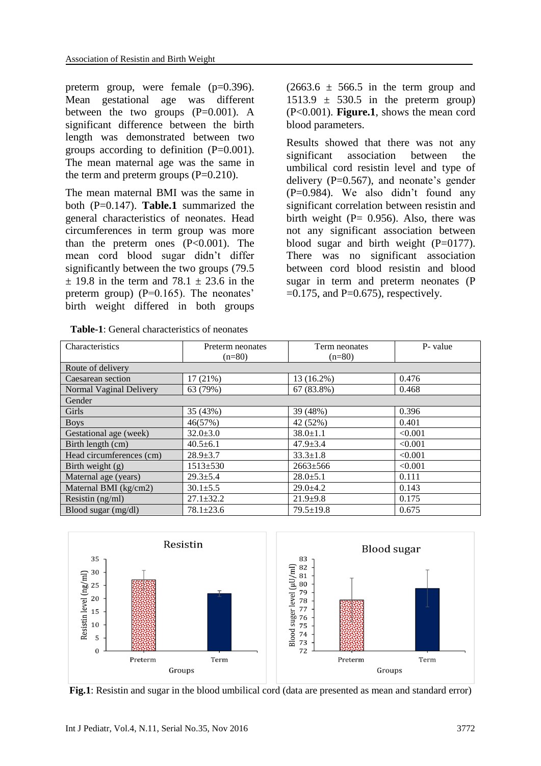preterm group, were female (p=0.396). Mean gestational age was different between the two groups (P=0.001). A significant difference between the birth length was demonstrated between two groups according to definition (P=0.001). The mean maternal age was the same in the term and preterm groups (P=0.210).

The mean maternal BMI was the same in both (P=0.147). **Table.1** summarized the general characteristics of neonates. Head circumferences in term group was more than the preterm ones (P<0.001). The mean cord blood sugar didn't differ significantly between the two groups (79.5 ± 19.8 in the term and 78.1 ± 23.6 in the preterm group) (P=0.165). The neonates' birth weight differed in both groups (2663.6 ± 566.5 in the term group and 1513.9 ± 530.5 in the preterm group) (P<0.001). **Figure.1**, shows the mean cord blood parameters.

Results showed that there was not any significant association between the umbilical cord resistin level and type of delivery (P=0.567), and neonate's gender (P=0.984). We also didn't found any significant correlation between resistin and birth weight (P= 0.956). Also, there was not any significant association between blood sugar and birth weight (P=0177). There was no significant association between cord blood resistin and blood sugar in term and preterm neonates (P =0.175, and P=0.675), respectively.

**Table-1**: General characteristics of neonates

| Characteristics | Preterm neonates (n=80) | Term neonates (n=80) | P- value |
|---|---|---|---|
| Route of delivery | | | |
| Caesarean section | 17 (21%) | 13 (16.2%) | 0.476 |
| Normal Vaginal Delivery | 63 (79%) | 67 (83.8%) | 0.468 |
| Gender | | | |
| Girls | 35 (43%) | 39 (48%) | 0.396 |
| Boys | 46(57%) | 42 (52%) | 0.401 |
| Gestational age (week) | 32.0±3.0 | 38.0±1.1 | <0.001 |
| Birth length (cm) | 40.5±6.1 | 47.9±3.4 | <0.001 |
| Head circumferences (cm) | 28.9±3.7 | 33.3±1.8 | <0.001 |
| Birth weight (g) | 1513±530 | 2663±566 | <0.001 |
| Maternal age (years) | 29.3±5.4 | 28.0±5.1 | 0.111 |
| Maternal BMI (kg/cm2) | 30.1±5.5 | 29.0±4.2 | 0.143 |
| Resistin (ng/ml) | 27.1±32.2 | 21.9±9.8 | 0.175 |
| Blood sugar (mg/dl) | 78.1±23.6 | 79.5±19.8 | 0.675 |

**Fig.1**: Resistin and sugar in the blood umbilical cord (data are presented as mean and standard error)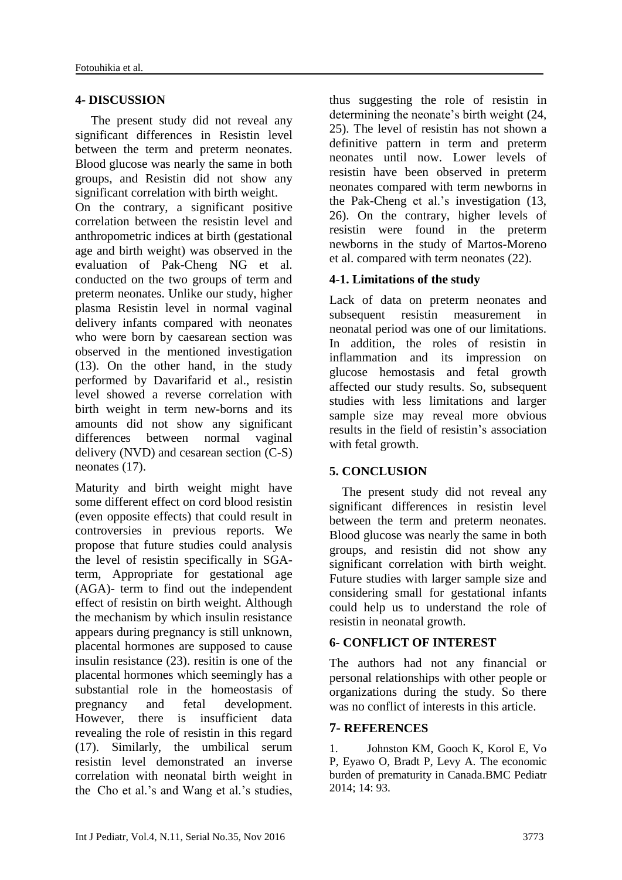## 4- DISCUSSION

The present study did not reveal any significant differences in Resistin level between the term and preterm neonates. Blood glucose was nearly the same in both groups, and Resistin did not show any significant correlation with birth weight.

On the contrary, a significant positive correlation between the resistin level and anthropometric indices at birth (gestational age and birth weight) was observed in the evaluation of Pak-Cheng NG et al. conducted on the two groups of term and preterm neonates. Unlike our study, higher plasma Resistin level in normal vaginal delivery infants compared with neonates who were born by caesarean section was observed in the mentioned investigation (13). On the other hand, in the study performed by Davarifarid et al., resistin level showed a reverse correlation with birth weight in term new-borns and its amounts did not show any significant differences between normal vaginal delivery (NVD) and cesarean section (C-S) neonates (17).

Maturity and birth weight might have some different effect on cord blood resistin (even opposite effects) that could result in controversies in previous reports. We propose that future studies could analysis the level of resistin specifically in SGA-term, Appropriate for gestational age (AGA)- term to find out the independent effect of resistin on birth weight. Although the mechanism by which insulin resistance appears during pregnancy is still unknown, placental hormones are supposed to cause insulin resistance (23). resitin is one of the placental hormones which seemingly has a substantial role in the homeostasis of pregnancy and fetal development. However, there is insufficient data revealing the role of resistin in this regard (17). Similarly, the umbilical serum resistin level demonstrated an inverse correlation with neonatal birth weight in the Cho et al.'s and Wang et al.'s studies, thus suggesting the role of resistin in determining the neonate's birth weight (24, 25). The level of resistin has not shown a definitive pattern in term and preterm neonates until now. Lower levels of resistin have been observed in preterm neonates compared with term newborns in the Pak-Cheng et al.'s investigation (13, 26). On the contrary, higher levels of resistin were found in the preterm newborns in the study of Martos-Moreno et al. compared with term neonates (22).

### 4-1. Limitations of the study

Lack of data on preterm neonates and subsequent resistin measurement in neonatal period was one of our limitations. In addition, the roles of resistin in inflammation and its impression on glucose hemostasis and fetal growth affected our study results. So, subsequent studies with less limitations and larger sample size may reveal more obvious results in the field of resistin's association with fetal growth.

## 5. CONCLUSION

The present study did not reveal any significant differences in resistin level between the term and preterm neonates. Blood glucose was nearly the same in both groups, and resistin did not show any significant correlation with birth weight. Future studies with larger sample size and considering small for gestational infants could help us to understand the role of resistin in neonatal growth.

## 6- CONFLICT OF INTEREST

The authors had not any financial or personal relationships with other people or organizations during the study. So there was no conflict of interests in this article.

## 7- REFERENCES

1. Johnston KM, Gooch K, Korol E, Vo P, Eyawo O, Bradt P, Levy A. The economic burden of prematurity in Canada.BMC Pediatr 2014; 14: 93.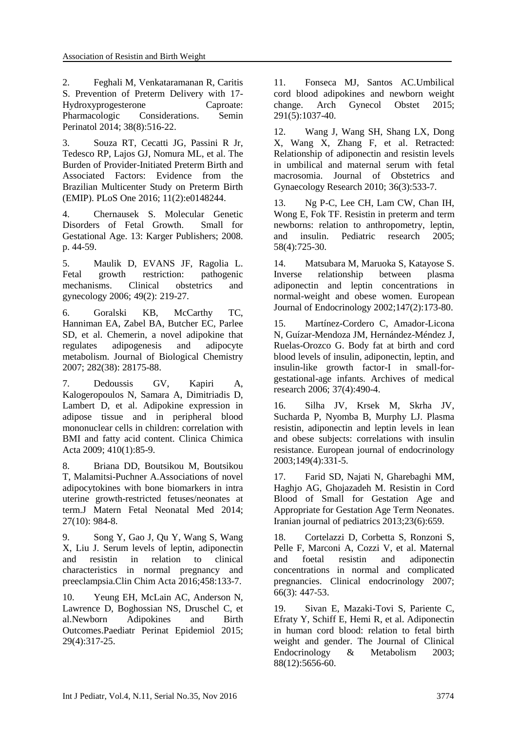2. Feghali M, Venkataramanan R, Caritis S. Prevention of Preterm Delivery with 17-Hydroxyprogesterone Caproate: Pharmacologic Considerations. Semin Perinatol 2014; 38(8):516-22.

3. Souza RT, Cecatti JG, Passini R Jr, Tedesco RP, Lajos GJ, Nomura ML, et al. The Burden of Provider-Initiated Preterm Birth and Associated Factors: Evidence from the Brazilian Multicenter Study on Preterm Birth (EMIP). PLoS One 2016; 11(2):e0148244.

4. Chernausek S. Molecular Genetic Disorders of Fetal Growth. Small for Gestational Age. 13: Karger Publishers; 2008. p. 44-59.

5. Maulik D, EVANS JF, Ragolia L. Fetal growth restriction: pathogenic mechanisms. Clinical obstetrics and gynecology 2006; 49(2): 219-27.

6. Goralski KB, McCarthy TC, Hanniman EA, Zabel BA, Butcher EC, Parlee SD, et al. Chemerin, a novel adipokine that regulates adipogenesis and adipocyte metabolism. Journal of Biological Chemistry 2007; 282(38): 28175-88.

7. Dedoussis GV, Kapiri A, Kalogeropoulos N, Samara A, Dimitriadis D, Lambert D, et al. Adipokine expression in adipose tissue and in peripheral blood mononuclear cells in children: correlation with BMI and fatty acid content. Clinica Chimica Acta 2009; 410(1):85-9.

8. Briana DD, Boutsikou M, Boutsikou T, Malamitsi-Puchner A.Associations of novel adipocytokines with bone biomarkers in intra uterine growth-restricted fetuses/neonates at term.J Matern Fetal Neonatal Med 2014; 27(10): 984-8.

9. Song Y, Gao J, Qu Y, Wang S, Wang X, Liu J. Serum levels of leptin, adiponectin and resistin in relation to clinical characteristics in normal pregnancy and preeclampsia.Clin Chim Acta 2016;458:133-7.

10. Yeung EH, McLain AC, Anderson N, Lawrence D, Boghossian NS, Druschel C, et al.Newborn Adipokines and Birth Outcomes.Paediatr Perinat Epidemiol 2015; 29(4):317-25.

11. Fonseca MJ, Santos AC.Umbilical cord blood adipokines and newborn weight change. Arch Gynecol Obstet 2015; 291(5):1037-40.

12. Wang J, Wang SH, Shang LX, Dong X, Wang X, Zhang F, et al. Retracted: Relationship of adiponectin and resistin levels in umbilical and maternal serum with fetal macrosomia. Journal of Obstetrics and Gynaecology Research 2010; 36(3):533-7.

13. Ng P-C, Lee CH, Lam CW, Chan IH, Wong E, Fok TF. Resistin in preterm and term newborns: relation to anthropometry, leptin, and insulin. Pediatric research 2005; 58(4):725-30.

14. Matsubara M, Maruoka S, Katayose S. Inverse relationship between plasma adiponectin and leptin concentrations in normal-weight and obese women. European Journal of Endocrinology 2002;147(2):173-80.

15. Martínez-Cordero C, Amador-Licona N, Guízar-Mendoza JM, Hernández-Méndez J, Ruelas-Orozco G. Body fat at birth and cord blood levels of insulin, adiponectin, leptin, and insulin-like growth factor-I in small-for-gestational-age infants. Archives of medical research 2006; 37(4):490-4.

16. Silha JV, Krsek M, Skrha JV, Sucharda P, Nyomba B, Murphy LJ. Plasma resistin, adiponectin and leptin levels in lean and obese subjects: correlations with insulin resistance. European journal of endocrinology 2003;149(4):331-5.

17. Farid SD, Najati N, Gharebaghi MM, Haghjo AG, Ghojazadeh M. Resistin in Cord Blood of Small for Gestation Age and Appropriate for Gestation Age Term Neonates. Iranian journal of pediatrics 2013;23(6):659.

18. Cortelazzi D, Corbetta S, Ronzoni S, Pelle F, Marconi A, Cozzi V, et al. Maternal and foetal resistin and adiponectin concentrations in normal and complicated pregnancies. Clinical endocrinology 2007; 66(3): 447-53.

19. Sivan E, Mazaki-Tovi S, Pariente C, Efraty Y, Schiff E, Hemi R, et al. Adiponectin in human cord blood: relation to fetal birth weight and gender. The Journal of Clinical Endocrinology & Metabolism 2003; 88(12):5656-60.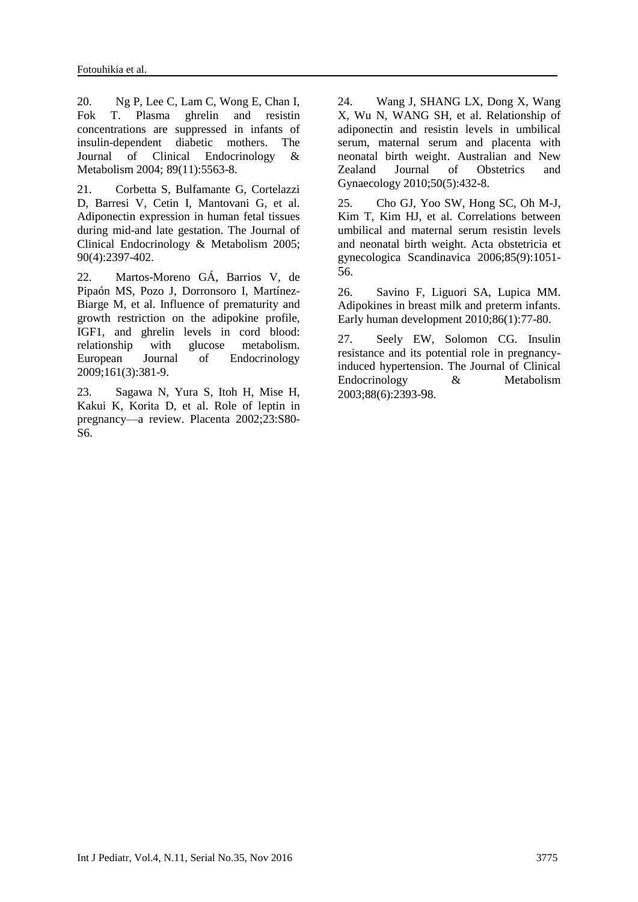20. Ng P, Lee C, Lam C, Wong E, Chan I, Fok T. Plasma ghrelin and resistin concentrations are suppressed in infants of insulin-dependent diabetic mothers. The Journal of Clinical Endocrinology & Metabolism 2004; 89(11):5563-8.

21. Corbetta S, Bulfamante G, Cortelazzi D, Barresi V, Cetin I, Mantovani G, et al. Adiponectin expression in human fetal tissues during mid-and late gestation. The Journal of Clinical Endocrinology & Metabolism 2005; 90(4):2397-402.

22. Martos-Moreno GÁ, Barrios V, de Pipaón MS, Pozo J, Dorronsoro I, Martínez-Biarge M, et al. Influence of prematurity and growth restriction on the adipokine profile, IGF1, and ghrelin levels in cord blood: relationship with glucose metabolism. European Journal of Endocrinology 2009;161(3):381-9.

23. Sagawa N, Yura S, Itoh H, Mise H, Kakui K, Korita D, et al. Role of leptin in pregnancy—a review. Placenta 2002;23:S80-S6.

24. Wang J, SHANG LX, Dong X, Wang X, Wu N, WANG SH, et al. Relationship of adiponectin and resistin levels in umbilical serum, maternal serum and placenta with neonatal birth weight. Australian and New Zealand Journal of Obstetrics and Gynaecology 2010;50(5):432-8.

25. Cho GJ, Yoo SW, Hong SC, Oh M-J, Kim T, Kim HJ, et al. Correlations between umbilical and maternal serum resistin levels and neonatal birth weight. Acta obstetricia et gynecologica Scandinavica 2006;85(9):1051-56.

26. Savino F, Liguori SA, Lupica MM. Adipokines in breast milk and preterm infants. Early human development 2010;86(1):77-80.

27. Seely EW, Solomon CG. Insulin resistance and its potential role in pregnancy-induced hypertension. The Journal of Clinical Endocrinology & Metabolism 2003;88(6):2393-98.